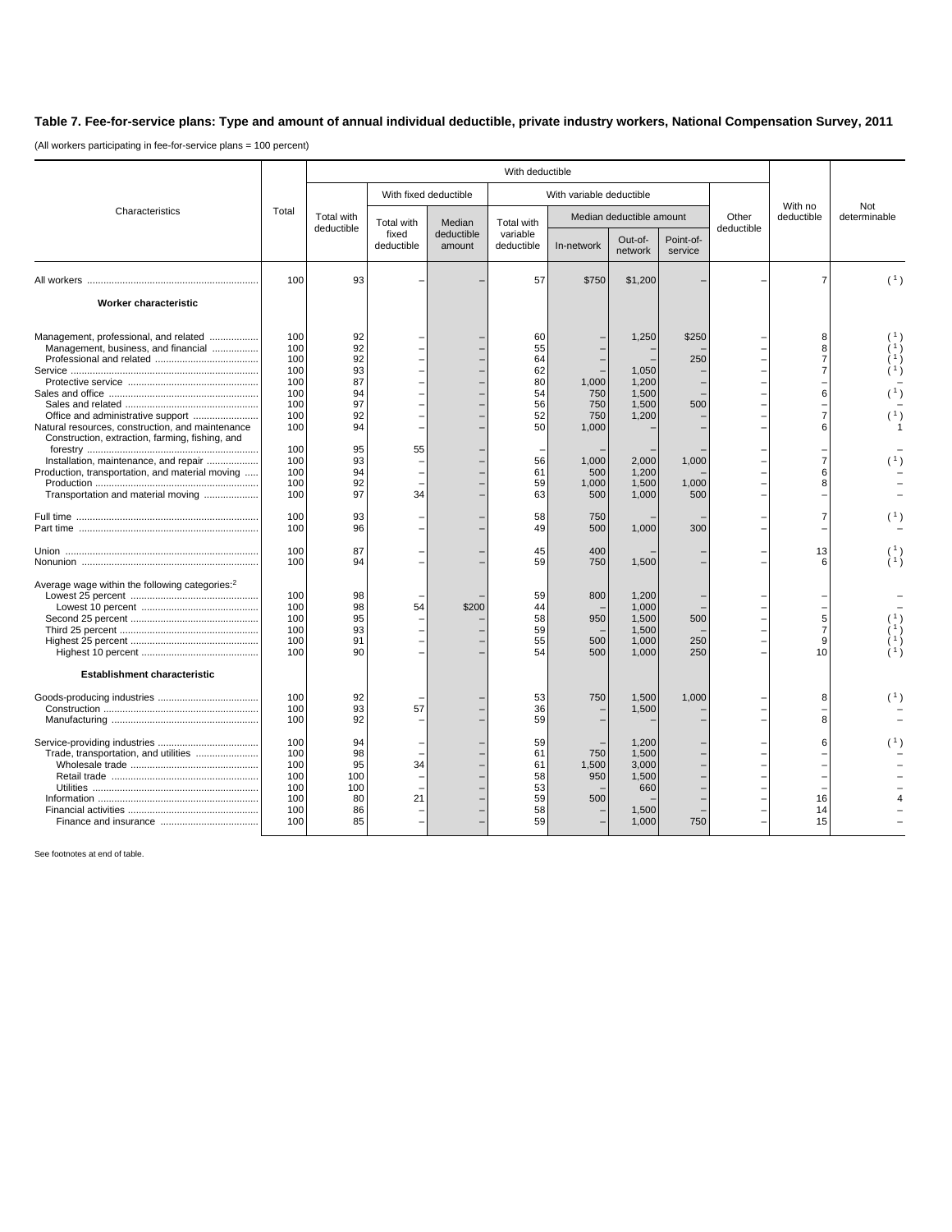## Table 7. Fee-for-service plans: Type and amount of annual individual deductible, private industry workers, National Compensation Survey, 2011

(All workers participating in fee-for-service plans = 100 percent)

| Characteristics | Total | With deductible | | | | | | | | With no deductible | Not determinable |
|---|---|---|---|---|---|---|---|---|---|---|---|
| | | Total with deductible | With fixed deductible | | With variable deductible | | | | Other deductible | | |
| | | | Total with fixed deductible | Median deductible amount | Total with variable deductible | Median deductible amount | | | | | |
| | | | | | | In-network | Out-of-network | Point-of-service | | | |
| All workers | 100 | 93 | – | – | 57 | $750 | $1,200 | – | – | 7 | (1) |
| **Worker characteristic** | | | | | | | | | | | |
| Management, professional, and related | 100 | 92 | – | – | 60 | – | 1,250 | $250 | – | 8 | (1) |
| Management, business, and financial | 100 | 92 | – | – | 55 | – | – | – | – | 8 | (1) |
| Professional and related | 100 | 92 | – | – | 64 | – | – | 250 | – | 7 | (1) |
| Service | 100 | 93 | – | – | 62 | – | 1,050 | – | – | 7 | (1) |
| Protective service | 100 | 87 | – | – | 80 | 1,000 | 1,200 | – | – | – | – |
| Sales and office | 100 | 94 | – | – | 54 | 750 | 1,500 | – | – | 6 | (1) |
| Sales and related | 100 | 97 | – | – | 56 | 750 | 1,500 | 500 | – | – | – |
| Office and administrative support | 100 | 92 | – | – | 52 | 750 | 1,200 | – | – | 7 | (1) |
| Natural resources, construction, and maintenance | 100 | 94 | – | – | 50 | 1,000 | – | – | – | 6 | 1 |
| Construction, extraction, farming, fishing, and forestry | 100 | 95 | 55 | – | – | – | – | – | – | – | – |
| Installation, maintenance, and repair | 100 | 93 | – | – | 56 | 1,000 | 2,000 | 1,000 | – | 7 | (1) |
| Production, transportation, and material moving | 100 | 94 | – | – | 61 | 500 | 1,200 | – | – | 6 | – |
| Production | 100 | 92 | – | – | 59 | 1,000 | 1,500 | 1,000 | – | 8 | – |
| Transportation and material moving | 100 | 97 | 34 | – | 63 | 500 | 1,000 | 500 | – | – | – |
| Full time | 100 | 93 | – | – | 58 | 750 | – | – | – | 7 | (1) |
| Part time | 100 | 96 | – | – | 49 | 500 | 1,000 | 300 | – | – | – |
| Union | 100 | 87 | – | – | 45 | 400 | – | – | – | 13 | (1) |
| Nonunion | 100 | 94 | – | – | 59 | 750 | 1,500 | – | – | 6 | (1) |
| Average wage within the following categories:[2] | | | | | | | | | | | |
| Lowest 25 percent | 100 | 98 | – | – | 59 | 800 | 1,200 | – | – | – | – |
| Lowest 10 percent | 100 | 98 | 54 | $200 | 44 | – | 1,000 | – | – | – | – |
| Second 25 percent | 100 | 95 | – | – | 58 | 950 | 1,500 | 500 | – | 5 | (1) |
| Third 25 percent | 100 | 93 | – | – | 59 | – | 1,500 | – | – | 7 | (1) |
| Highest 25 percent | 100 | 91 | – | – | 55 | 500 | 1,000 | 250 | – | 9 | (1) |
| Highest 10 percent | 100 | 90 | – | – | 54 | 500 | 1,000 | 250 | – | 10 | (1) |
| **Establishment characteristic** | | | | | | | | | | | |
| Goods-producing industries | 100 | 92 | – | – | 53 | 750 | 1,500 | 1,000 | – | 8 | (1) |
| Construction | 100 | 93 | 57 | – | 36 | – | 1,500 | – | – | – | – |
| Manufacturing | 100 | 92 | – | – | 59 | – | – | – | – | 8 | – |
| Service-providing industries | 100 | 94 | – | – | 59 | – | 1,200 | – | – | 6 | (1) |
| Trade, transportation, and utilities | 100 | 98 | – | – | 61 | 750 | 1,500 | – | – | – | – |
| Wholesale trade | 100 | 95 | 34 | – | 61 | 1,500 | 3,000 | – | – | – | – |
| Retail trade | 100 | 100 | – | – | 58 | 950 | 1,500 | – | – | – | – |
| Utilities | 100 | 100 | – | – | 53 | – | 660 | – | – | – | – |
| Information | 100 | 80 | 21 | – | 59 | 500 | – | – | – | 16 | 4 |
| Financial activities | 100 | 86 | – | – | 58 | – | 1,500 | – | – | 14 | – |
| Finance and insurance | 100 | 85 | – | – | 59 | – | 1,000 | 750 | – | 15 | – |

See footnotes at end of table.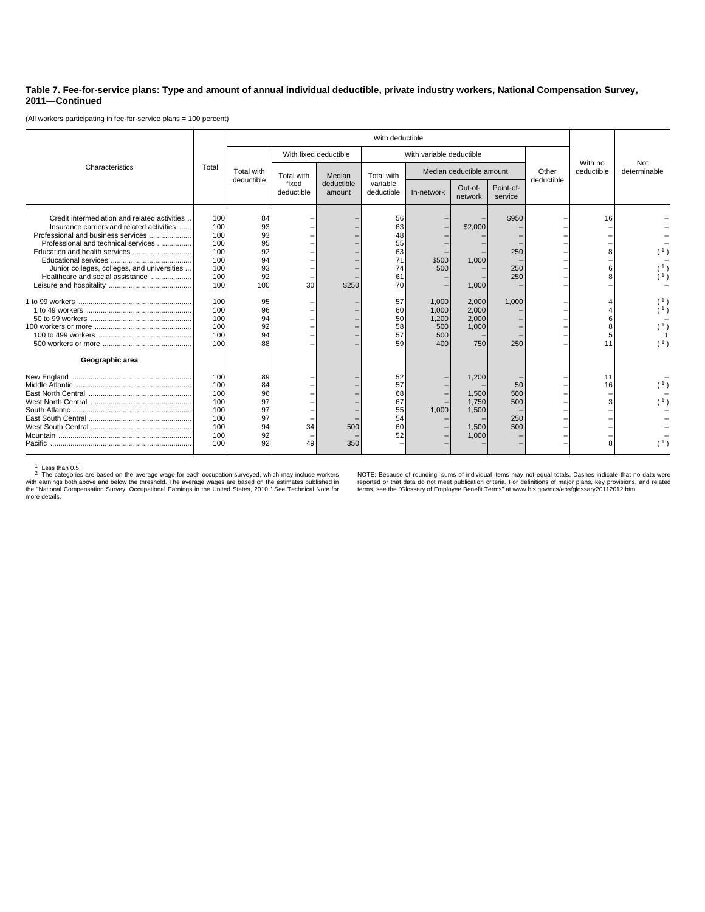**Table 7. Fee-for-service plans: Type and amount of annual individual deductible, private industry workers, National Compensation Survey, 2011—Continued**

(All workers participating in fee-for-service plans = 100 percent)

| Characteristics | Total | With deductible | | | | | | | Other deductible | With no deductible | Not determinable |
|---|---|---|---|---|---|---|---|---|---|---|---|
| | | Total with deductible | With fixed deductible | | With variable deductible | | | | | | |
| | | | Total with fixed deductible | Median deductible amount | Total with variable deductible | Median deductible amount | | | | | |
| | | | | | | In-network | Out-of-network | Point-of-service | | | |
| Credit intermediation and related activities | 100 | 84 | – | – | 56 | – | – | $950 | – | 16 | – |
| Insurance carriers and related activities | 100 | 93 | – | – | 63 | – | $2,000 | – | – | – | – |
| Professional and business services | 100 | 93 | – | – | 48 | – | – | – | – | – | – |
| Professional and technical services | 100 | 95 | – | – | 55 | – | – | – | – | – | – |
| Education and health services | 100 | 92 | – | – | 63 | – | – | 250 | – | 8 | (1) |
| Educational services | 100 | 94 | – | – | 71 | $500 | 1,000 | – | – | – | – |
| Junior colleges, colleges, and universities | 100 | 93 | – | – | 74 | 500 | – | 250 | – | 6 | (1) |
| Healthcare and social assistance | 100 | 92 | – | – | 61 | – | – | 250 | – | 8 | (1) |
| Leisure and hospitality | 100 | 100 | 30 | $250 | 70 | – | 1,000 | – | – | – | – |
| 1 to 99 workers | 100 | 95 | – | – | 57 | 1,000 | 2,000 | 1,000 | – | 4 | (1) |
| 1 to 49 workers | 100 | 96 | – | – | 60 | 1,000 | 2,000 | – | – | 4 | (1) |
| 50 to 99 workers | 100 | 94 | – | – | 50 | 1,200 | 2,000 | – | – | 6 | – |
| 100 workers or more | 100 | 92 | – | – | 58 | 500 | 1,000 | – | – | 8 | (1) |
| 100 to 499 workers | 100 | 94 | – | – | 57 | 500 | – | – | – | 5 | 1 |
| 500 workers or more | 100 | 88 | – | – | 59 | 400 | 750 | 250 | – | 11 | (1) |
| **Geographic area** | | | | | | | | | | | |
| New England | 100 | 89 | – | – | 52 | – | 1,200 | – | – | 11 | – |
| Middle Atlantic | 100 | 84 | – | – | 57 | – | – | 50 | – | 16 | (1) |
| East North Central | 100 | 96 | – | – | 68 | – | 1,500 | 500 | – | – | – |
| West North Central | 100 | 97 | – | – | 67 | – | 1,750 | 500 | – | 3 | (1) |
| South Atlantic | 100 | 97 | – | – | 55 | 1,000 | 1,500 | – | – | – | – |
| East South Central | 100 | 97 | – | – | 54 | – | – | 250 | – | – | – |
| West South Central | 100 | 94 | 34 | 500 | 60 | – | 1,500 | 500 | – | – | – |
| Mountain | 100 | 92 | – | – | 52 | – | 1,000 | – | – | – | – |
| Pacific | 100 | 92 | 49 | 350 | – | – | – | – | – | 8 | (1) |

[1] Less than 0.5.

[2] The categories are based on the average wage for each occupation surveyed, which may include workers with earnings both above and below the threshold. The average wages are based on the estimates published in the "National Compensation Survey: Occupational Earnings in the United States, 2010." See Technical Note for more details.

NOTE: Because of rounding, sums of individual items may not equal totals. Dashes indicate that no data were reported or that data do not meet publication criteria. For definitions of major plans, key provisions, and related terms, see the "Glossary of Employee Benefit Terms" at www.bls.gov/ncs/ebs/glossary20112012.htm.